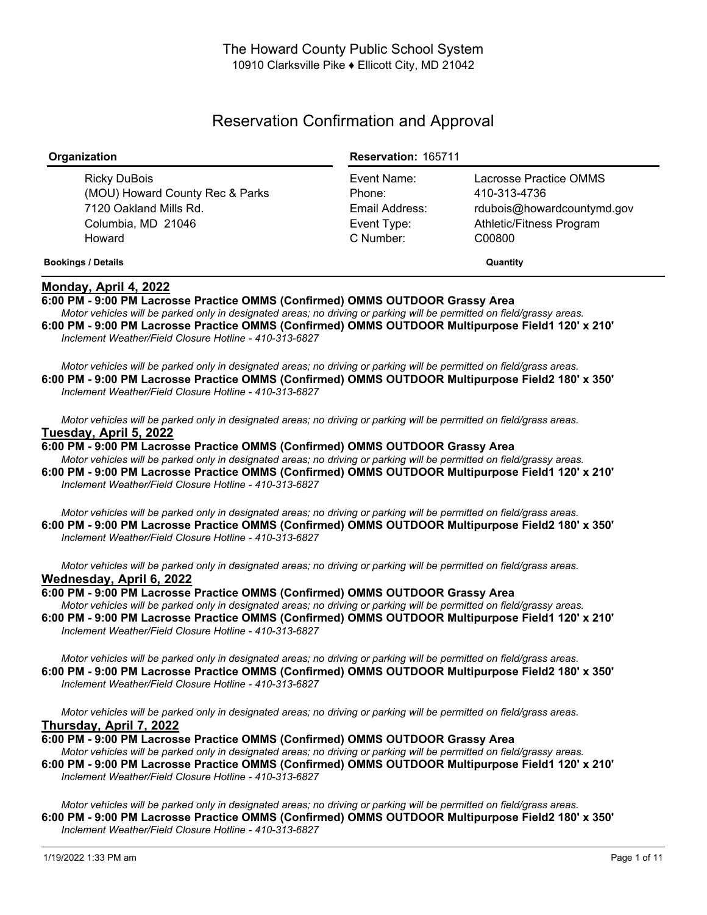# The Howard County Public School System

10910 Clarksville Pike ♦ Ellicott City, MD 21042

## Reservation Confirmation and Approval

| Organization | Reservation: 165711 | |
|---|---|---|
| Ricky DuBois | Event Name: | Lacrosse Practice OMMS |
| (MOU) Howard County Rec & Parks | Phone: | 410-313-4736 |
| 7120 Oakland Mills Rd. | Email Address: | rdubois@howardcountymd.gov |
| Columbia, MD 21046 | Event Type: | Athletic/Fitness Program |
| Howard | C Number: | C00800 |

**Bookings / Details** **Quantity**

### Monday, April 4, 2022

**6:00 PM - 9:00 PM Lacrosse Practice OMMS (Confirmed) OMMS OUTDOOR Grassy Area**

*Motor vehicles will be parked only in designated areas; no driving or parking will be permitted on field/grassy areas.*

**6:00 PM - 9:00 PM Lacrosse Practice OMMS (Confirmed) OMMS OUTDOOR Multipurpose Field1 120' x 210'**

*Inclement Weather/Field Closure Hotline - 410-313-6827*

*Motor vehicles will be parked only in designated areas; no driving or parking will be permitted on field/grass areas.*

**6:00 PM - 9:00 PM Lacrosse Practice OMMS (Confirmed) OMMS OUTDOOR Multipurpose Field2 180' x 350'**

*Inclement Weather/Field Closure Hotline - 410-313-6827*

*Motor vehicles will be parked only in designated areas; no driving or parking will be permitted on field/grass areas.*

### Tuesday, April 5, 2022

**6:00 PM - 9:00 PM Lacrosse Practice OMMS (Confirmed) OMMS OUTDOOR Grassy Area**

*Motor vehicles will be parked only in designated areas; no driving or parking will be permitted on field/grassy areas.*

**6:00 PM - 9:00 PM Lacrosse Practice OMMS (Confirmed) OMMS OUTDOOR Multipurpose Field1 120' x 210'**

*Inclement Weather/Field Closure Hotline - 410-313-6827*

*Motor vehicles will be parked only in designated areas; no driving or parking will be permitted on field/grass areas.*

**6:00 PM - 9:00 PM Lacrosse Practice OMMS (Confirmed) OMMS OUTDOOR Multipurpose Field2 180' x 350'**

*Inclement Weather/Field Closure Hotline - 410-313-6827*

*Motor vehicles will be parked only in designated areas; no driving or parking will be permitted on field/grass areas.*

### Wednesday, April 6, 2022

**6:00 PM - 9:00 PM Lacrosse Practice OMMS (Confirmed) OMMS OUTDOOR Grassy Area**

*Motor vehicles will be parked only in designated areas; no driving or parking will be permitted on field/grassy areas.*

**6:00 PM - 9:00 PM Lacrosse Practice OMMS (Confirmed) OMMS OUTDOOR Multipurpose Field1 120' x 210'**

*Inclement Weather/Field Closure Hotline - 410-313-6827*

*Motor vehicles will be parked only in designated areas; no driving or parking will be permitted on field/grass areas.*

**6:00 PM - 9:00 PM Lacrosse Practice OMMS (Confirmed) OMMS OUTDOOR Multipurpose Field2 180' x 350'**

*Inclement Weather/Field Closure Hotline - 410-313-6827*

*Motor vehicles will be parked only in designated areas; no driving or parking will be permitted on field/grass areas.*

### Thursday, April 7, 2022

**6:00 PM - 9:00 PM Lacrosse Practice OMMS (Confirmed) OMMS OUTDOOR Grassy Area**

*Motor vehicles will be parked only in designated areas; no driving or parking will be permitted on field/grassy areas.*

**6:00 PM - 9:00 PM Lacrosse Practice OMMS (Confirmed) OMMS OUTDOOR Multipurpose Field1 120' x 210'**

*Inclement Weather/Field Closure Hotline - 410-313-6827*

*Motor vehicles will be parked only in designated areas; no driving or parking will be permitted on field/grass areas.*

**6:00 PM - 9:00 PM Lacrosse Practice OMMS (Confirmed) OMMS OUTDOOR Multipurpose Field2 180' x 350'**

*Inclement Weather/Field Closure Hotline - 410-313-6827*

1/19/2022 1:33 PM am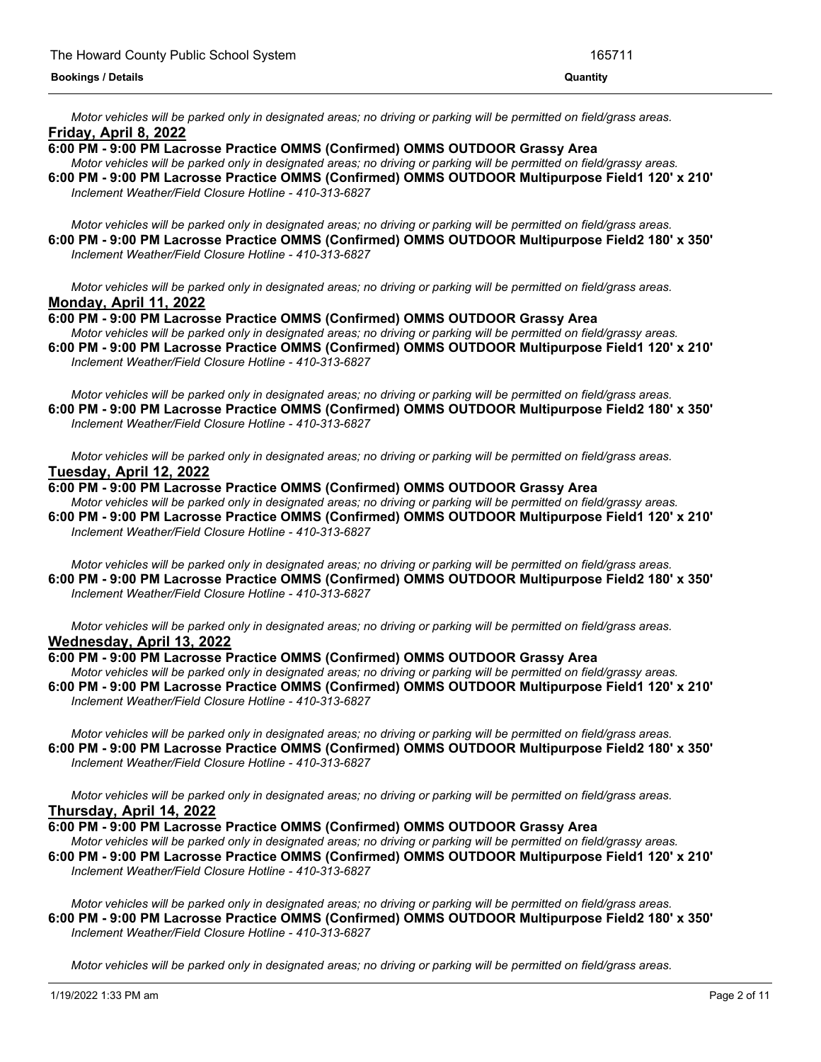*Motor vehicles will be parked only in designated areas; no driving or parking will be permitted on field/grass areas.*

**Friday, April 8, 2022**

**6:00 PM - 9:00 PM Lacrosse Practice OMMS (Confirmed) OMMS OUTDOOR Grassy Area**

*Motor vehicles will be parked only in designated areas; no driving or parking will be permitted on field/grassy areas.*

**6:00 PM - 9:00 PM Lacrosse Practice OMMS (Confirmed) OMMS OUTDOOR Multipurpose Field1 120' x 210'**

*Inclement Weather/Field Closure Hotline - 410-313-6827*

*Motor vehicles will be parked only in designated areas; no driving or parking will be permitted on field/grass areas.*

**6:00 PM - 9:00 PM Lacrosse Practice OMMS (Confirmed) OMMS OUTDOOR Multipurpose Field2 180' x 350'**

*Inclement Weather/Field Closure Hotline - 410-313-6827*

*Motor vehicles will be parked only in designated areas; no driving or parking will be permitted on field/grass areas.*

**Monday, April 11, 2022**

**6:00 PM - 9:00 PM Lacrosse Practice OMMS (Confirmed) OMMS OUTDOOR Grassy Area**

*Motor vehicles will be parked only in designated areas; no driving or parking will be permitted on field/grassy areas.*

**6:00 PM - 9:00 PM Lacrosse Practice OMMS (Confirmed) OMMS OUTDOOR Multipurpose Field1 120' x 210'**

*Inclement Weather/Field Closure Hotline - 410-313-6827*

*Motor vehicles will be parked only in designated areas; no driving or parking will be permitted on field/grass areas.*

**6:00 PM - 9:00 PM Lacrosse Practice OMMS (Confirmed) OMMS OUTDOOR Multipurpose Field2 180' x 350'**

*Inclement Weather/Field Closure Hotline - 410-313-6827*

*Motor vehicles will be parked only in designated areas; no driving or parking will be permitted on field/grass areas.*

**Tuesday, April 12, 2022**

**6:00 PM - 9:00 PM Lacrosse Practice OMMS (Confirmed) OMMS OUTDOOR Grassy Area**

*Motor vehicles will be parked only in designated areas; no driving or parking will be permitted on field/grassy areas.*

**6:00 PM - 9:00 PM Lacrosse Practice OMMS (Confirmed) OMMS OUTDOOR Multipurpose Field1 120' x 210'**

*Inclement Weather/Field Closure Hotline - 410-313-6827*

*Motor vehicles will be parked only in designated areas; no driving or parking will be permitted on field/grass areas.*

**6:00 PM - 9:00 PM Lacrosse Practice OMMS (Confirmed) OMMS OUTDOOR Multipurpose Field2 180' x 350'**

*Inclement Weather/Field Closure Hotline - 410-313-6827*

*Motor vehicles will be parked only in designated areas; no driving or parking will be permitted on field/grass areas.*

**Wednesday, April 13, 2022**

**6:00 PM - 9:00 PM Lacrosse Practice OMMS (Confirmed) OMMS OUTDOOR Grassy Area**

*Motor vehicles will be parked only in designated areas; no driving or parking will be permitted on field/grassy areas.*

**6:00 PM - 9:00 PM Lacrosse Practice OMMS (Confirmed) OMMS OUTDOOR Multipurpose Field1 120' x 210'**

*Inclement Weather/Field Closure Hotline - 410-313-6827*

*Motor vehicles will be parked only in designated areas; no driving or parking will be permitted on field/grass areas.*

**6:00 PM - 9:00 PM Lacrosse Practice OMMS (Confirmed) OMMS OUTDOOR Multipurpose Field2 180' x 350'**

*Inclement Weather/Field Closure Hotline - 410-313-6827*

*Motor vehicles will be parked only in designated areas; no driving or parking will be permitted on field/grass areas.*

**Thursday, April 14, 2022**

**6:00 PM - 9:00 PM Lacrosse Practice OMMS (Confirmed) OMMS OUTDOOR Grassy Area**

*Motor vehicles will be parked only in designated areas; no driving or parking will be permitted on field/grassy areas.*

**6:00 PM - 9:00 PM Lacrosse Practice OMMS (Confirmed) OMMS OUTDOOR Multipurpose Field1 120' x 210'**

*Inclement Weather/Field Closure Hotline - 410-313-6827*

*Motor vehicles will be parked only in designated areas; no driving or parking will be permitted on field/grass areas.*

**6:00 PM - 9:00 PM Lacrosse Practice OMMS (Confirmed) OMMS OUTDOOR Multipurpose Field2 180' x 350'**

*Inclement Weather/Field Closure Hotline - 410-313-6827*

*Motor vehicles will be parked only in designated areas; no driving or parking will be permitted on field/grass areas.*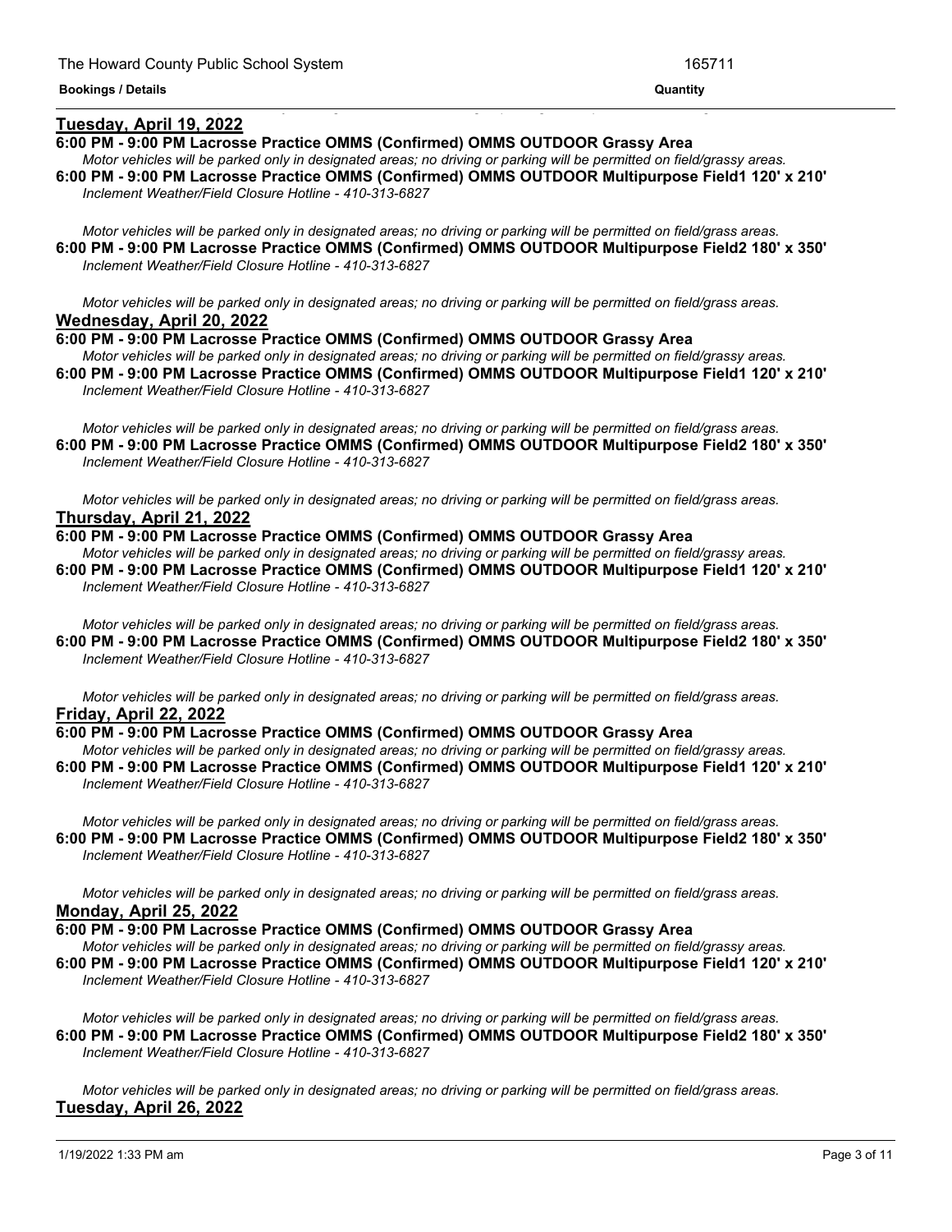**Tuesday, April 19, 2022**

**6:00 PM - 9:00 PM Lacrosse Practice OMMS (Confirmed) OMMS OUTDOOR Grassy Area**

*Motor vehicles will be parked only in designated areas; no driving or parking will be permitted on field/grassy areas.*

**6:00 PM - 9:00 PM Lacrosse Practice OMMS (Confirmed) OMMS OUTDOOR Multipurpose Field1 120' x 210'**

*Inclement Weather/Field Closure Hotline - 410-313-6827*

*Motor vehicles will be parked only in designated areas; no driving or parking will be permitted on field/grass areas.*

**6:00 PM - 9:00 PM Lacrosse Practice OMMS (Confirmed) OMMS OUTDOOR Multipurpose Field2 180' x 350'**

*Inclement Weather/Field Closure Hotline - 410-313-6827*

*Motor vehicles will be parked only in designated areas; no driving or parking will be permitted on field/grass areas.*

**Wednesday, April 20, 2022**

**6:00 PM - 9:00 PM Lacrosse Practice OMMS (Confirmed) OMMS OUTDOOR Grassy Area**

*Motor vehicles will be parked only in designated areas; no driving or parking will be permitted on field/grassy areas.*

**6:00 PM - 9:00 PM Lacrosse Practice OMMS (Confirmed) OMMS OUTDOOR Multipurpose Field1 120' x 210'**

*Inclement Weather/Field Closure Hotline - 410-313-6827*

*Motor vehicles will be parked only in designated areas; no driving or parking will be permitted on field/grass areas.*

**6:00 PM - 9:00 PM Lacrosse Practice OMMS (Confirmed) OMMS OUTDOOR Multipurpose Field2 180' x 350'**

*Inclement Weather/Field Closure Hotline - 410-313-6827*

*Motor vehicles will be parked only in designated areas; no driving or parking will be permitted on field/grass areas.*

**Thursday, April 21, 2022**

**6:00 PM - 9:00 PM Lacrosse Practice OMMS (Confirmed) OMMS OUTDOOR Grassy Area**

*Motor vehicles will be parked only in designated areas; no driving or parking will be permitted on field/grassy areas.*

**6:00 PM - 9:00 PM Lacrosse Practice OMMS (Confirmed) OMMS OUTDOOR Multipurpose Field1 120' x 210'**

*Inclement Weather/Field Closure Hotline - 410-313-6827*

*Motor vehicles will be parked only in designated areas; no driving or parking will be permitted on field/grass areas.*

**6:00 PM - 9:00 PM Lacrosse Practice OMMS (Confirmed) OMMS OUTDOOR Multipurpose Field2 180' x 350'**

*Inclement Weather/Field Closure Hotline - 410-313-6827*

*Motor vehicles will be parked only in designated areas; no driving or parking will be permitted on field/grass areas.*

**Friday, April 22, 2022**

**6:00 PM - 9:00 PM Lacrosse Practice OMMS (Confirmed) OMMS OUTDOOR Grassy Area**

*Motor vehicles will be parked only in designated areas; no driving or parking will be permitted on field/grassy areas.*

**6:00 PM - 9:00 PM Lacrosse Practice OMMS (Confirmed) OMMS OUTDOOR Multipurpose Field1 120' x 210'**

*Inclement Weather/Field Closure Hotline - 410-313-6827*

*Motor vehicles will be parked only in designated areas; no driving or parking will be permitted on field/grass areas.*

**6:00 PM - 9:00 PM Lacrosse Practice OMMS (Confirmed) OMMS OUTDOOR Multipurpose Field2 180' x 350'**

*Inclement Weather/Field Closure Hotline - 410-313-6827*

*Motor vehicles will be parked only in designated areas; no driving or parking will be permitted on field/grass areas.*

**Monday, April 25, 2022**

**6:00 PM - 9:00 PM Lacrosse Practice OMMS (Confirmed) OMMS OUTDOOR Grassy Area**

*Motor vehicles will be parked only in designated areas; no driving or parking will be permitted on field/grassy areas.*

**6:00 PM - 9:00 PM Lacrosse Practice OMMS (Confirmed) OMMS OUTDOOR Multipurpose Field1 120' x 210'**

*Inclement Weather/Field Closure Hotline - 410-313-6827*

*Motor vehicles will be parked only in designated areas; no driving or parking will be permitted on field/grass areas.*

**6:00 PM - 9:00 PM Lacrosse Practice OMMS (Confirmed) OMMS OUTDOOR Multipurpose Field2 180' x 350'**

*Inclement Weather/Field Closure Hotline - 410-313-6827*

*Motor vehicles will be parked only in designated areas; no driving or parking will be permitted on field/grass areas.*

**Tuesday, April 26, 2022**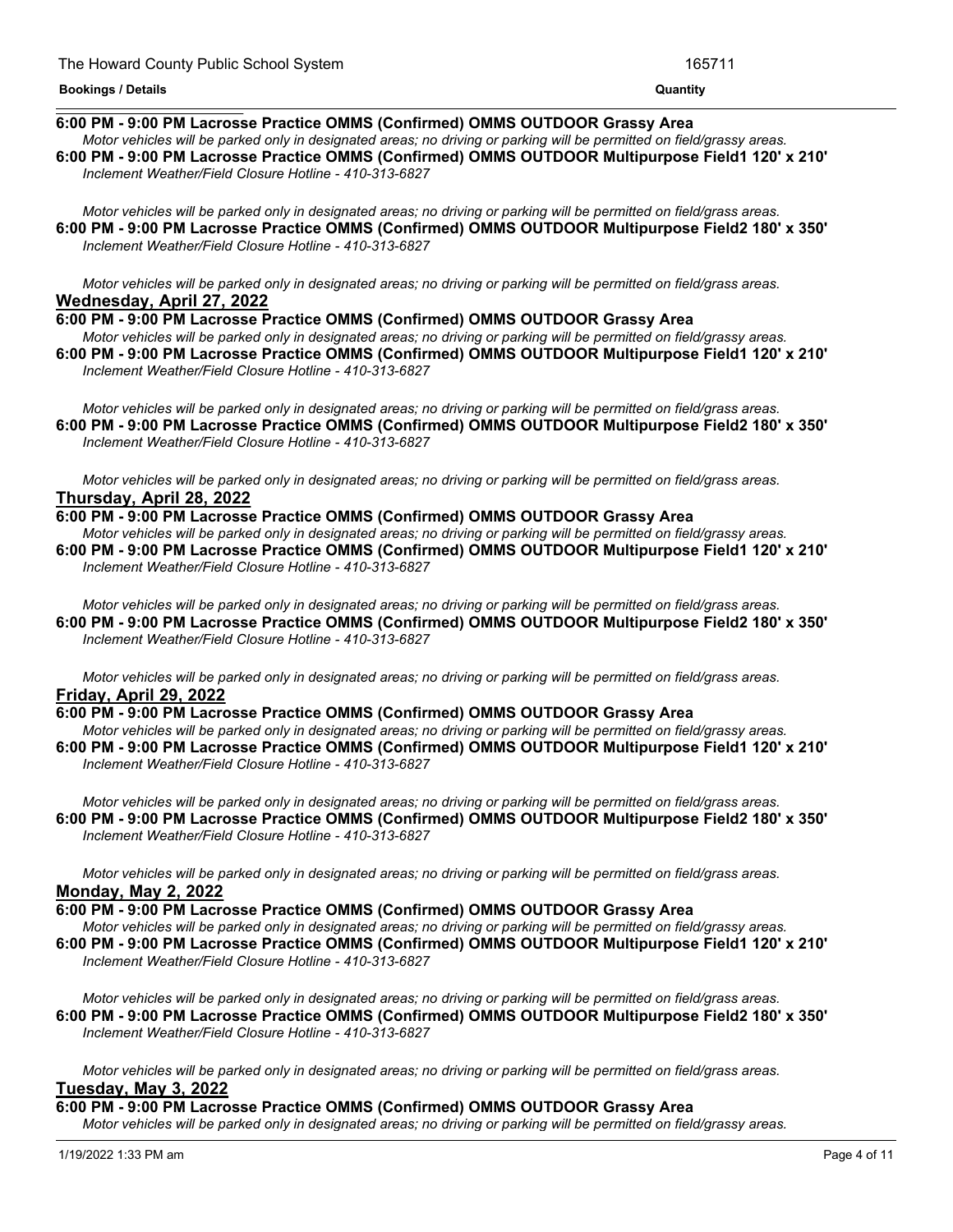**Bookings / Details** | **Quantity**

**6:00 PM - 9:00 PM Lacrosse Practice OMMS (Confirmed) OMMS OUTDOOR Grassy Area**
*Motor vehicles will be parked only in designated areas; no driving or parking will be permitted on field/grassy areas.*

**6:00 PM - 9:00 PM Lacrosse Practice OMMS (Confirmed) OMMS OUTDOOR Multipurpose Field1 120' x 210'**
*Inclement Weather/Field Closure Hotline - 410-313-6827*

*Motor vehicles will be parked only in designated areas; no driving or parking will be permitted on field/grass areas.*

**6:00 PM - 9:00 PM Lacrosse Practice OMMS (Confirmed) OMMS OUTDOOR Multipurpose Field2 180' x 350'**
*Inclement Weather/Field Closure Hotline - 410-313-6827*

*Motor vehicles will be parked only in designated areas; no driving or parking will be permitted on field/grass areas.*

## Wednesday, April 27, 2022

**6:00 PM - 9:00 PM Lacrosse Practice OMMS (Confirmed) OMMS OUTDOOR Grassy Area**
*Motor vehicles will be parked only in designated areas; no driving or parking will be permitted on field/grassy areas.*

**6:00 PM - 9:00 PM Lacrosse Practice OMMS (Confirmed) OMMS OUTDOOR Multipurpose Field1 120' x 210'**
*Inclement Weather/Field Closure Hotline - 410-313-6827*

*Motor vehicles will be parked only in designated areas; no driving or parking will be permitted on field/grass areas.*

**6:00 PM - 9:00 PM Lacrosse Practice OMMS (Confirmed) OMMS OUTDOOR Multipurpose Field2 180' x 350'**
*Inclement Weather/Field Closure Hotline - 410-313-6827*

*Motor vehicles will be parked only in designated areas; no driving or parking will be permitted on field/grass areas.*

## Thursday, April 28, 2022

**6:00 PM - 9:00 PM Lacrosse Practice OMMS (Confirmed) OMMS OUTDOOR Grassy Area**
*Motor vehicles will be parked only in designated areas; no driving or parking will be permitted on field/grassy areas.*

**6:00 PM - 9:00 PM Lacrosse Practice OMMS (Confirmed) OMMS OUTDOOR Multipurpose Field1 120' x 210'**
*Inclement Weather/Field Closure Hotline - 410-313-6827*

*Motor vehicles will be parked only in designated areas; no driving or parking will be permitted on field/grass areas.*

**6:00 PM - 9:00 PM Lacrosse Practice OMMS (Confirmed) OMMS OUTDOOR Multipurpose Field2 180' x 350'**
*Inclement Weather/Field Closure Hotline - 410-313-6827*

*Motor vehicles will be parked only in designated areas; no driving or parking will be permitted on field/grass areas.*

## Friday, April 29, 2022

**6:00 PM - 9:00 PM Lacrosse Practice OMMS (Confirmed) OMMS OUTDOOR Grassy Area**
*Motor vehicles will be parked only in designated areas; no driving or parking will be permitted on field/grassy areas.*

**6:00 PM - 9:00 PM Lacrosse Practice OMMS (Confirmed) OMMS OUTDOOR Multipurpose Field1 120' x 210'**
*Inclement Weather/Field Closure Hotline - 410-313-6827*

*Motor vehicles will be parked only in designated areas; no driving or parking will be permitted on field/grass areas.*

**6:00 PM - 9:00 PM Lacrosse Practice OMMS (Confirmed) OMMS OUTDOOR Multipurpose Field2 180' x 350'**
*Inclement Weather/Field Closure Hotline - 410-313-6827*

*Motor vehicles will be parked only in designated areas; no driving or parking will be permitted on field/grass areas.*

## Monday, May 2, 2022

**6:00 PM - 9:00 PM Lacrosse Practice OMMS (Confirmed) OMMS OUTDOOR Grassy Area**
*Motor vehicles will be parked only in designated areas; no driving or parking will be permitted on field/grassy areas.*

**6:00 PM - 9:00 PM Lacrosse Practice OMMS (Confirmed) OMMS OUTDOOR Multipurpose Field1 120' x 210'**
*Inclement Weather/Field Closure Hotline - 410-313-6827*

*Motor vehicles will be parked only in designated areas; no driving or parking will be permitted on field/grass areas.*

**6:00 PM - 9:00 PM Lacrosse Practice OMMS (Confirmed) OMMS OUTDOOR Multipurpose Field2 180' x 350'**
*Inclement Weather/Field Closure Hotline - 410-313-6827*

*Motor vehicles will be parked only in designated areas; no driving or parking will be permitted on field/grass areas.*

## Tuesday, May 3, 2022

**6:00 PM - 9:00 PM Lacrosse Practice OMMS (Confirmed) OMMS OUTDOOR Grassy Area**
*Motor vehicles will be parked only in designated areas; no driving or parking will be permitted on field/grassy areas.*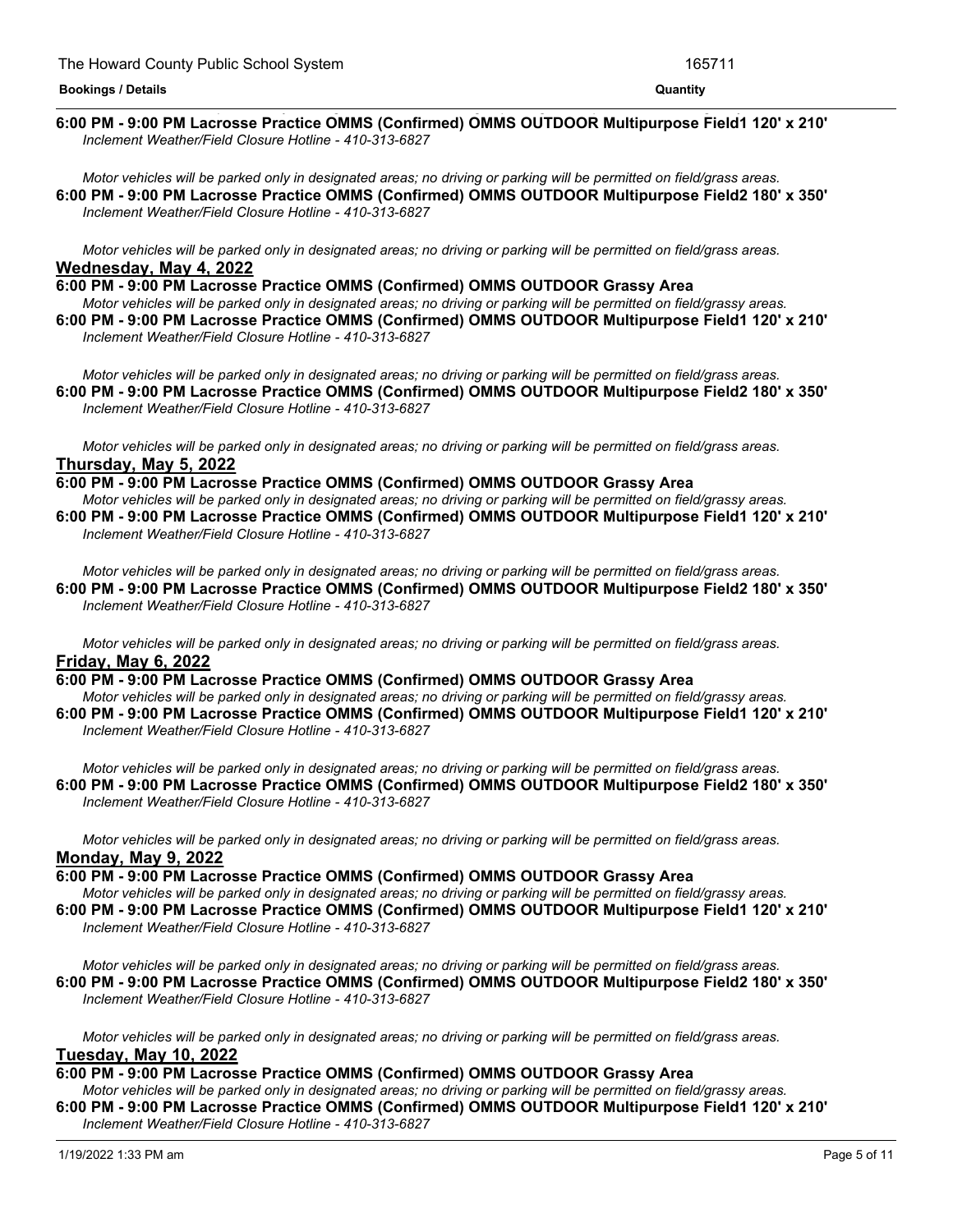**6:00 PM - 9:00 PM Lacrosse Practice OMMS (Confirmed) OMMS OUTDOOR Multipurpose Field1 120' x 210'**
*Inclement Weather/Field Closure Hotline - 410-313-6827*

*Motor vehicles will be parked only in designated areas; no driving or parking will be permitted on field/grass areas.*

**6:00 PM - 9:00 PM Lacrosse Practice OMMS (Confirmed) OMMS OUTDOOR Multipurpose Field2 180' x 350'**
*Inclement Weather/Field Closure Hotline - 410-313-6827*

*Motor vehicles will be parked only in designated areas; no driving or parking will be permitted on field/grass areas.*

## Wednesday, May 4, 2022

**6:00 PM - 9:00 PM Lacrosse Practice OMMS (Confirmed) OMMS OUTDOOR Grassy Area**
*Motor vehicles will be parked only in designated areas; no driving or parking will be permitted on field/grassy areas.*

**6:00 PM - 9:00 PM Lacrosse Practice OMMS (Confirmed) OMMS OUTDOOR Multipurpose Field1 120' x 210'**
*Inclement Weather/Field Closure Hotline - 410-313-6827*

*Motor vehicles will be parked only in designated areas; no driving or parking will be permitted on field/grass areas.*

**6:00 PM - 9:00 PM Lacrosse Practice OMMS (Confirmed) OMMS OUTDOOR Multipurpose Field2 180' x 350'**
*Inclement Weather/Field Closure Hotline - 410-313-6827*

*Motor vehicles will be parked only in designated areas; no driving or parking will be permitted on field/grass areas.*

## Thursday, May 5, 2022

**6:00 PM - 9:00 PM Lacrosse Practice OMMS (Confirmed) OMMS OUTDOOR Grassy Area**
*Motor vehicles will be parked only in designated areas; no driving or parking will be permitted on field/grassy areas.*

**6:00 PM - 9:00 PM Lacrosse Practice OMMS (Confirmed) OMMS OUTDOOR Multipurpose Field1 120' x 210'**
*Inclement Weather/Field Closure Hotline - 410-313-6827*

*Motor vehicles will be parked only in designated areas; no driving or parking will be permitted on field/grass areas.*

**6:00 PM - 9:00 PM Lacrosse Practice OMMS (Confirmed) OMMS OUTDOOR Multipurpose Field2 180' x 350'**
*Inclement Weather/Field Closure Hotline - 410-313-6827*

*Motor vehicles will be parked only in designated areas; no driving or parking will be permitted on field/grass areas.*

## Friday, May 6, 2022

**6:00 PM - 9:00 PM Lacrosse Practice OMMS (Confirmed) OMMS OUTDOOR Grassy Area**
*Motor vehicles will be parked only in designated areas; no driving or parking will be permitted on field/grassy areas.*

**6:00 PM - 9:00 PM Lacrosse Practice OMMS (Confirmed) OMMS OUTDOOR Multipurpose Field1 120' x 210'**
*Inclement Weather/Field Closure Hotline - 410-313-6827*

*Motor vehicles will be parked only in designated areas; no driving or parking will be permitted on field/grass areas.*

**6:00 PM - 9:00 PM Lacrosse Practice OMMS (Confirmed) OMMS OUTDOOR Multipurpose Field2 180' x 350'**
*Inclement Weather/Field Closure Hotline - 410-313-6827*

*Motor vehicles will be parked only in designated areas; no driving or parking will be permitted on field/grass areas.*

## Monday, May 9, 2022

**6:00 PM - 9:00 PM Lacrosse Practice OMMS (Confirmed) OMMS OUTDOOR Grassy Area**
*Motor vehicles will be parked only in designated areas; no driving or parking will be permitted on field/grassy areas.*

**6:00 PM - 9:00 PM Lacrosse Practice OMMS (Confirmed) OMMS OUTDOOR Multipurpose Field1 120' x 210'**
*Inclement Weather/Field Closure Hotline - 410-313-6827*

*Motor vehicles will be parked only in designated areas; no driving or parking will be permitted on field/grass areas.*

**6:00 PM - 9:00 PM Lacrosse Practice OMMS (Confirmed) OMMS OUTDOOR Multipurpose Field2 180' x 350'**
*Inclement Weather/Field Closure Hotline - 410-313-6827*

*Motor vehicles will be parked only in designated areas; no driving or parking will be permitted on field/grass areas.*

## Tuesday, May 10, 2022

**6:00 PM - 9:00 PM Lacrosse Practice OMMS (Confirmed) OMMS OUTDOOR Grassy Area**
*Motor vehicles will be parked only in designated areas; no driving or parking will be permitted on field/grassy areas.*

**6:00 PM - 9:00 PM Lacrosse Practice OMMS (Confirmed) OMMS OUTDOOR Multipurpose Field1 120' x 210'**
*Inclement Weather/Field Closure Hotline - 410-313-6827*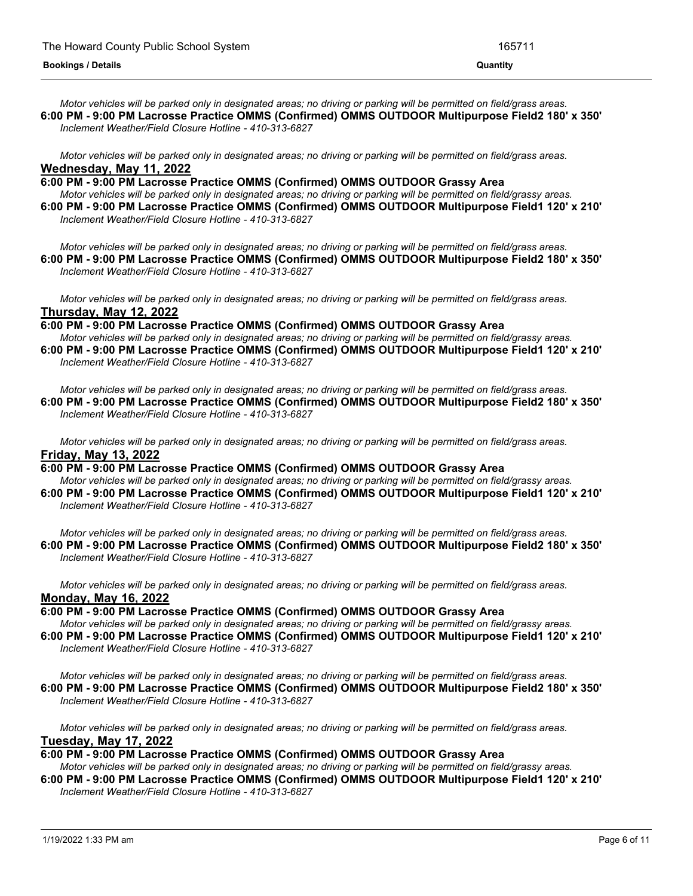*Motor vehicles will be parked only in designated areas; no driving or parking will be permitted on field/grass areas.*

**6:00 PM - 9:00 PM Lacrosse Practice OMMS (Confirmed) OMMS OUTDOOR Multipurpose Field2 180' x 350'**

*Inclement Weather/Field Closure Hotline - 410-313-6827*

*Motor vehicles will be parked only in designated areas; no driving or parking will be permitted on field/grass areas.*

**Wednesday, May 11, 2022**

**6:00 PM - 9:00 PM Lacrosse Practice OMMS (Confirmed) OMMS OUTDOOR Grassy Area**

*Motor vehicles will be parked only in designated areas; no driving or parking will be permitted on field/grassy areas.*

**6:00 PM - 9:00 PM Lacrosse Practice OMMS (Confirmed) OMMS OUTDOOR Multipurpose Field1 120' x 210'**

*Inclement Weather/Field Closure Hotline - 410-313-6827*

*Motor vehicles will be parked only in designated areas; no driving or parking will be permitted on field/grass areas.*

**6:00 PM - 9:00 PM Lacrosse Practice OMMS (Confirmed) OMMS OUTDOOR Multipurpose Field2 180' x 350'**

*Inclement Weather/Field Closure Hotline - 410-313-6827*

*Motor vehicles will be parked only in designated areas; no driving or parking will be permitted on field/grass areas.*

**Thursday, May 12, 2022**

**6:00 PM - 9:00 PM Lacrosse Practice OMMS (Confirmed) OMMS OUTDOOR Grassy Area**

*Motor vehicles will be parked only in designated areas; no driving or parking will be permitted on field/grassy areas.*

**6:00 PM - 9:00 PM Lacrosse Practice OMMS (Confirmed) OMMS OUTDOOR Multipurpose Field1 120' x 210'**

*Inclement Weather/Field Closure Hotline - 410-313-6827*

*Motor vehicles will be parked only in designated areas; no driving or parking will be permitted on field/grass areas.*

**6:00 PM - 9:00 PM Lacrosse Practice OMMS (Confirmed) OMMS OUTDOOR Multipurpose Field2 180' x 350'**

*Inclement Weather/Field Closure Hotline - 410-313-6827*

*Motor vehicles will be parked only in designated areas; no driving or parking will be permitted on field/grass areas.*

**Friday, May 13, 2022**

**6:00 PM - 9:00 PM Lacrosse Practice OMMS (Confirmed) OMMS OUTDOOR Grassy Area**

*Motor vehicles will be parked only in designated areas; no driving or parking will be permitted on field/grassy areas.*

**6:00 PM - 9:00 PM Lacrosse Practice OMMS (Confirmed) OMMS OUTDOOR Multipurpose Field1 120' x 210'**

*Inclement Weather/Field Closure Hotline - 410-313-6827*

*Motor vehicles will be parked only in designated areas; no driving or parking will be permitted on field/grass areas.*

**6:00 PM - 9:00 PM Lacrosse Practice OMMS (Confirmed) OMMS OUTDOOR Multipurpose Field2 180' x 350'**

*Inclement Weather/Field Closure Hotline - 410-313-6827*

*Motor vehicles will be parked only in designated areas; no driving or parking will be permitted on field/grass areas.*

**Monday, May 16, 2022**

**6:00 PM - 9:00 PM Lacrosse Practice OMMS (Confirmed) OMMS OUTDOOR Grassy Area**

*Motor vehicles will be parked only in designated areas; no driving or parking will be permitted on field/grassy areas.*

**6:00 PM - 9:00 PM Lacrosse Practice OMMS (Confirmed) OMMS OUTDOOR Multipurpose Field1 120' x 210'**

*Inclement Weather/Field Closure Hotline - 410-313-6827*

*Motor vehicles will be parked only in designated areas; no driving or parking will be permitted on field/grass areas.*

**6:00 PM - 9:00 PM Lacrosse Practice OMMS (Confirmed) OMMS OUTDOOR Multipurpose Field2 180' x 350'**

*Inclement Weather/Field Closure Hotline - 410-313-6827*

*Motor vehicles will be parked only in designated areas; no driving or parking will be permitted on field/grass areas.*

**Tuesday, May 17, 2022**

**6:00 PM - 9:00 PM Lacrosse Practice OMMS (Confirmed) OMMS OUTDOOR Grassy Area**

*Motor vehicles will be parked only in designated areas; no driving or parking will be permitted on field/grassy areas.*

**6:00 PM - 9:00 PM Lacrosse Practice OMMS (Confirmed) OMMS OUTDOOR Multipurpose Field1 120' x 210'**

*Inclement Weather/Field Closure Hotline - 410-313-6827*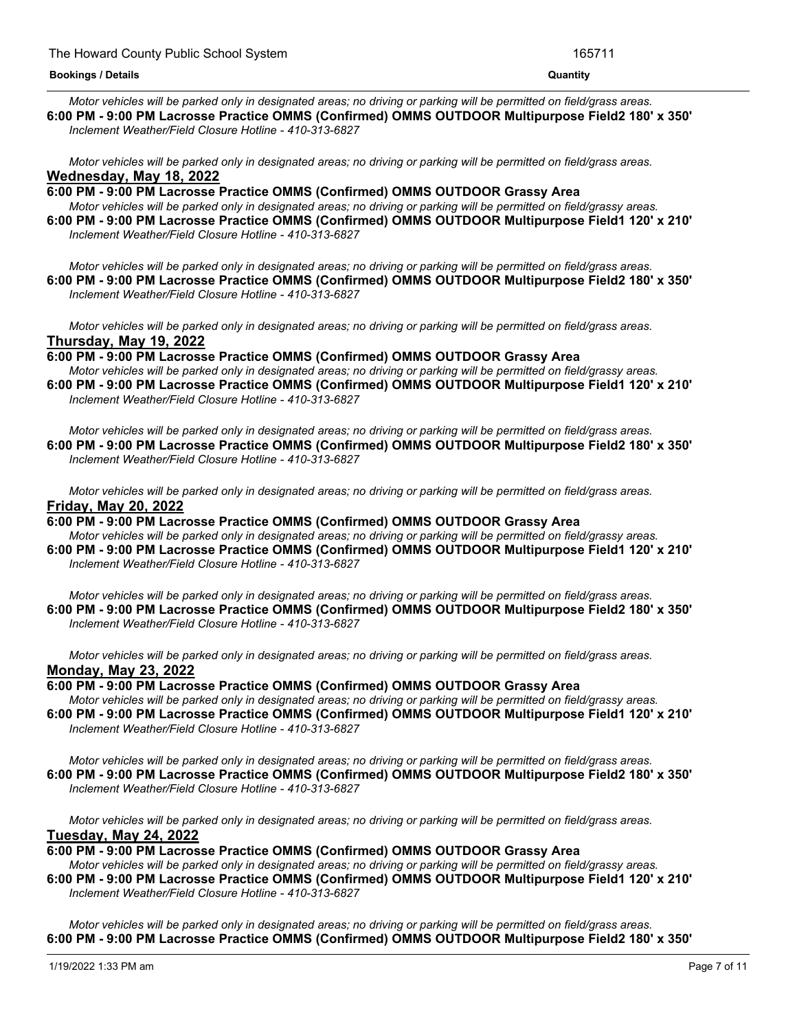*Motor vehicles will be parked only in designated areas; no driving or parking will be permitted on field/grass areas.*

**6:00 PM - 9:00 PM Lacrosse Practice OMMS (Confirmed) OMMS OUTDOOR Multipurpose Field2 180' x 350'**

*Inclement Weather/Field Closure Hotline - 410-313-6827*

*Motor vehicles will be parked only in designated areas; no driving or parking will be permitted on field/grass areas.*

**Wednesday, May 18, 2022**

**6:00 PM - 9:00 PM Lacrosse Practice OMMS (Confirmed) OMMS OUTDOOR Grassy Area**

*Motor vehicles will be parked only in designated areas; no driving or parking will be permitted on field/grassy areas.*

**6:00 PM - 9:00 PM Lacrosse Practice OMMS (Confirmed) OMMS OUTDOOR Multipurpose Field1 120' x 210'**

*Inclement Weather/Field Closure Hotline - 410-313-6827*

*Motor vehicles will be parked only in designated areas; no driving or parking will be permitted on field/grass areas.*

**6:00 PM - 9:00 PM Lacrosse Practice OMMS (Confirmed) OMMS OUTDOOR Multipurpose Field2 180' x 350'**

*Inclement Weather/Field Closure Hotline - 410-313-6827*

*Motor vehicles will be parked only in designated areas; no driving or parking will be permitted on field/grass areas.*

**Thursday, May 19, 2022**

**6:00 PM - 9:00 PM Lacrosse Practice OMMS (Confirmed) OMMS OUTDOOR Grassy Area**

*Motor vehicles will be parked only in designated areas; no driving or parking will be permitted on field/grassy areas.*

**6:00 PM - 9:00 PM Lacrosse Practice OMMS (Confirmed) OMMS OUTDOOR Multipurpose Field1 120' x 210'**

*Inclement Weather/Field Closure Hotline - 410-313-6827*

*Motor vehicles will be parked only in designated areas; no driving or parking will be permitted on field/grass areas.*

**6:00 PM - 9:00 PM Lacrosse Practice OMMS (Confirmed) OMMS OUTDOOR Multipurpose Field2 180' x 350'**

*Inclement Weather/Field Closure Hotline - 410-313-6827*

*Motor vehicles will be parked only in designated areas; no driving or parking will be permitted on field/grass areas.*

**Friday, May 20, 2022**

**6:00 PM - 9:00 PM Lacrosse Practice OMMS (Confirmed) OMMS OUTDOOR Grassy Area**

*Motor vehicles will be parked only in designated areas; no driving or parking will be permitted on field/grassy areas.*

**6:00 PM - 9:00 PM Lacrosse Practice OMMS (Confirmed) OMMS OUTDOOR Multipurpose Field1 120' x 210'**

*Inclement Weather/Field Closure Hotline - 410-313-6827*

*Motor vehicles will be parked only in designated areas; no driving or parking will be permitted on field/grass areas.*

**6:00 PM - 9:00 PM Lacrosse Practice OMMS (Confirmed) OMMS OUTDOOR Multipurpose Field2 180' x 350'**

*Inclement Weather/Field Closure Hotline - 410-313-6827*

*Motor vehicles will be parked only in designated areas; no driving or parking will be permitted on field/grass areas.*

**Monday, May 23, 2022**

**6:00 PM - 9:00 PM Lacrosse Practice OMMS (Confirmed) OMMS OUTDOOR Grassy Area**

*Motor vehicles will be parked only in designated areas; no driving or parking will be permitted on field/grassy areas.*

**6:00 PM - 9:00 PM Lacrosse Practice OMMS (Confirmed) OMMS OUTDOOR Multipurpose Field1 120' x 210'**

*Inclement Weather/Field Closure Hotline - 410-313-6827*

*Motor vehicles will be parked only in designated areas; no driving or parking will be permitted on field/grass areas.*

**6:00 PM - 9:00 PM Lacrosse Practice OMMS (Confirmed) OMMS OUTDOOR Multipurpose Field2 180' x 350'**

*Inclement Weather/Field Closure Hotline - 410-313-6827*

*Motor vehicles will be parked only in designated areas; no driving or parking will be permitted on field/grass areas.*

**Tuesday, May 24, 2022**

**6:00 PM - 9:00 PM Lacrosse Practice OMMS (Confirmed) OMMS OUTDOOR Grassy Area**

*Motor vehicles will be parked only in designated areas; no driving or parking will be permitted on field/grassy areas.*

**6:00 PM - 9:00 PM Lacrosse Practice OMMS (Confirmed) OMMS OUTDOOR Multipurpose Field1 120' x 210'**

*Inclement Weather/Field Closure Hotline - 410-313-6827*

*Motor vehicles will be parked only in designated areas; no driving or parking will be permitted on field/grass areas.*

**6:00 PM - 9:00 PM Lacrosse Practice OMMS (Confirmed) OMMS OUTDOOR Multipurpose Field2 180' x 350'**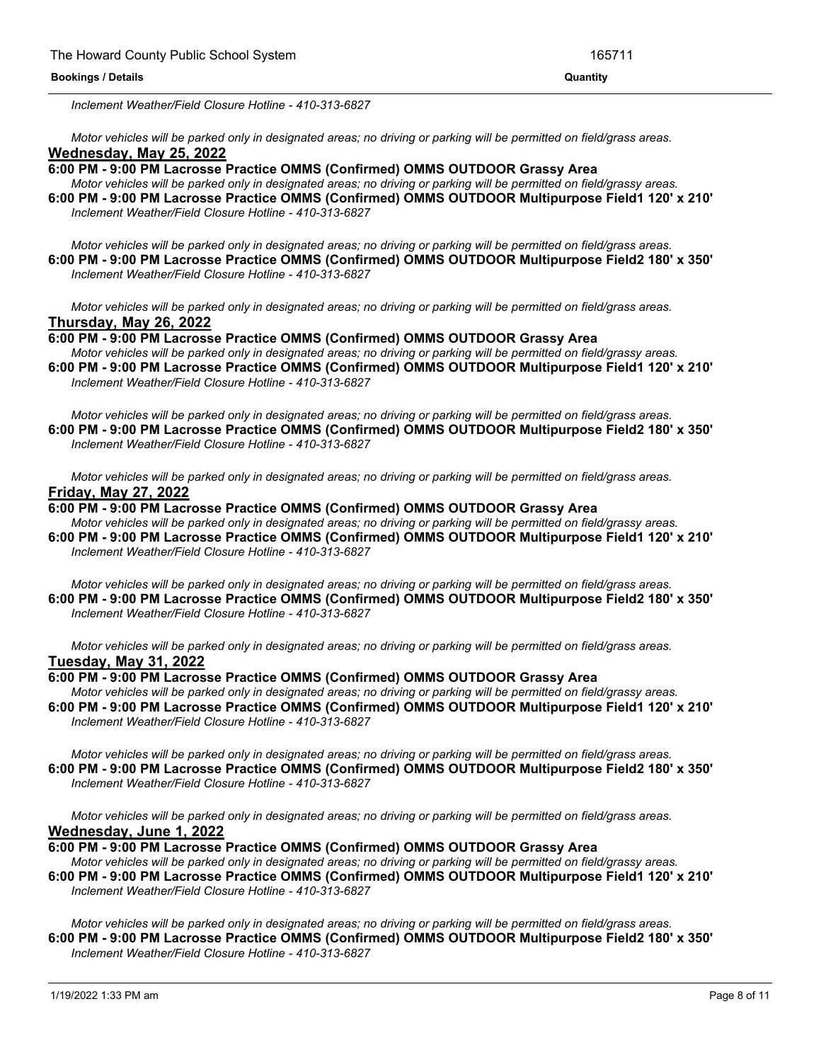*Inclement Weather/Field Closure Hotline - 410-313-6827*

*Motor vehicles will be parked only in designated areas; no driving or parking will be permitted on field/grass areas.*

**Wednesday, May 25, 2022**

**6:00 PM - 9:00 PM Lacrosse Practice OMMS (Confirmed) OMMS OUTDOOR Grassy Area**

*Motor vehicles will be parked only in designated areas; no driving or parking will be permitted on field/grassy areas.*

**6:00 PM - 9:00 PM Lacrosse Practice OMMS (Confirmed) OMMS OUTDOOR Multipurpose Field1 120' x 210'**

*Inclement Weather/Field Closure Hotline - 410-313-6827*

*Motor vehicles will be parked only in designated areas; no driving or parking will be permitted on field/grass areas.*

**6:00 PM - 9:00 PM Lacrosse Practice OMMS (Confirmed) OMMS OUTDOOR Multipurpose Field2 180' x 350'**

*Inclement Weather/Field Closure Hotline - 410-313-6827*

*Motor vehicles will be parked only in designated areas; no driving or parking will be permitted on field/grass areas.*

**Thursday, May 26, 2022**

**6:00 PM - 9:00 PM Lacrosse Practice OMMS (Confirmed) OMMS OUTDOOR Grassy Area**

*Motor vehicles will be parked only in designated areas; no driving or parking will be permitted on field/grassy areas.*

**6:00 PM - 9:00 PM Lacrosse Practice OMMS (Confirmed) OMMS OUTDOOR Multipurpose Field1 120' x 210'**

*Inclement Weather/Field Closure Hotline - 410-313-6827*

*Motor vehicles will be parked only in designated areas; no driving or parking will be permitted on field/grass areas.*

**6:00 PM - 9:00 PM Lacrosse Practice OMMS (Confirmed) OMMS OUTDOOR Multipurpose Field2 180' x 350'**

*Inclement Weather/Field Closure Hotline - 410-313-6827*

*Motor vehicles will be parked only in designated areas; no driving or parking will be permitted on field/grass areas.*

**Friday, May 27, 2022**

**6:00 PM - 9:00 PM Lacrosse Practice OMMS (Confirmed) OMMS OUTDOOR Grassy Area**

*Motor vehicles will be parked only in designated areas; no driving or parking will be permitted on field/grassy areas.*

**6:00 PM - 9:00 PM Lacrosse Practice OMMS (Confirmed) OMMS OUTDOOR Multipurpose Field1 120' x 210'**

*Inclement Weather/Field Closure Hotline - 410-313-6827*

*Motor vehicles will be parked only in designated areas; no driving or parking will be permitted on field/grass areas.*

**6:00 PM - 9:00 PM Lacrosse Practice OMMS (Confirmed) OMMS OUTDOOR Multipurpose Field2 180' x 350'**

*Inclement Weather/Field Closure Hotline - 410-313-6827*

*Motor vehicles will be parked only in designated areas; no driving or parking will be permitted on field/grass areas.*

**Tuesday, May 31, 2022**

**6:00 PM - 9:00 PM Lacrosse Practice OMMS (Confirmed) OMMS OUTDOOR Grassy Area**

*Motor vehicles will be parked only in designated areas; no driving or parking will be permitted on field/grassy areas.*

**6:00 PM - 9:00 PM Lacrosse Practice OMMS (Confirmed) OMMS OUTDOOR Multipurpose Field1 120' x 210'**

*Inclement Weather/Field Closure Hotline - 410-313-6827*

*Motor vehicles will be parked only in designated areas; no driving or parking will be permitted on field/grass areas.*

**6:00 PM - 9:00 PM Lacrosse Practice OMMS (Confirmed) OMMS OUTDOOR Multipurpose Field2 180' x 350'**

*Inclement Weather/Field Closure Hotline - 410-313-6827*

*Motor vehicles will be parked only in designated areas; no driving or parking will be permitted on field/grass areas.*

**Wednesday, June 1, 2022**

**6:00 PM - 9:00 PM Lacrosse Practice OMMS (Confirmed) OMMS OUTDOOR Grassy Area**

*Motor vehicles will be parked only in designated areas; no driving or parking will be permitted on field/grassy areas.*

**6:00 PM - 9:00 PM Lacrosse Practice OMMS (Confirmed) OMMS OUTDOOR Multipurpose Field1 120' x 210'**

*Inclement Weather/Field Closure Hotline - 410-313-6827*

*Motor vehicles will be parked only in designated areas; no driving or parking will be permitted on field/grass areas.*

**6:00 PM - 9:00 PM Lacrosse Practice OMMS (Confirmed) OMMS OUTDOOR Multipurpose Field2 180' x 350'**

*Inclement Weather/Field Closure Hotline - 410-313-6827*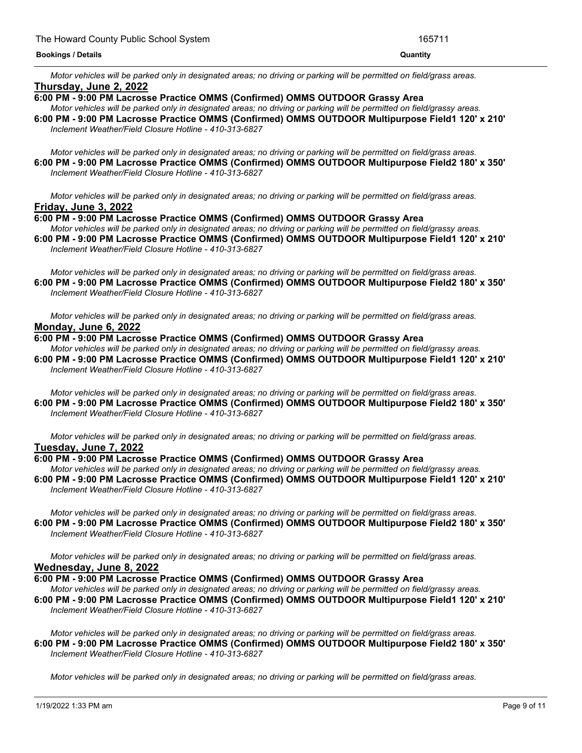*Motor vehicles will be parked only in designated areas; no driving or parking will be permitted on field/grass areas.*

**Thursday, June 2, 2022**

**6:00 PM - 9:00 PM Lacrosse Practice OMMS (Confirmed) OMMS OUTDOOR Grassy Area**

*Motor vehicles will be parked only in designated areas; no driving or parking will be permitted on field/grassy areas.*

**6:00 PM - 9:00 PM Lacrosse Practice OMMS (Confirmed) OMMS OUTDOOR Multipurpose Field1 120' x 210'**

*Inclement Weather/Field Closure Hotline - 410-313-6827*

*Motor vehicles will be parked only in designated areas; no driving or parking will be permitted on field/grass areas.*

**6:00 PM - 9:00 PM Lacrosse Practice OMMS (Confirmed) OMMS OUTDOOR Multipurpose Field2 180' x 350'**

*Inclement Weather/Field Closure Hotline - 410-313-6827*

*Motor vehicles will be parked only in designated areas; no driving or parking will be permitted on field/grass areas.*

**Friday, June 3, 2022**

**6:00 PM - 9:00 PM Lacrosse Practice OMMS (Confirmed) OMMS OUTDOOR Grassy Area**

*Motor vehicles will be parked only in designated areas; no driving or parking will be permitted on field/grassy areas.*

**6:00 PM - 9:00 PM Lacrosse Practice OMMS (Confirmed) OMMS OUTDOOR Multipurpose Field1 120' x 210'**

*Inclement Weather/Field Closure Hotline - 410-313-6827*

*Motor vehicles will be parked only in designated areas; no driving or parking will be permitted on field/grass areas.*

**6:00 PM - 9:00 PM Lacrosse Practice OMMS (Confirmed) OMMS OUTDOOR Multipurpose Field2 180' x 350'**

*Inclement Weather/Field Closure Hotline - 410-313-6827*

*Motor vehicles will be parked only in designated areas; no driving or parking will be permitted on field/grass areas.*

**Monday, June 6, 2022**

**6:00 PM - 9:00 PM Lacrosse Practice OMMS (Confirmed) OMMS OUTDOOR Grassy Area**

*Motor vehicles will be parked only in designated areas; no driving or parking will be permitted on field/grassy areas.*

**6:00 PM - 9:00 PM Lacrosse Practice OMMS (Confirmed) OMMS OUTDOOR Multipurpose Field1 120' x 210'**

*Inclement Weather/Field Closure Hotline - 410-313-6827*

*Motor vehicles will be parked only in designated areas; no driving or parking will be permitted on field/grass areas.*

**6:00 PM - 9:00 PM Lacrosse Practice OMMS (Confirmed) OMMS OUTDOOR Multipurpose Field2 180' x 350'**

*Inclement Weather/Field Closure Hotline - 410-313-6827*

*Motor vehicles will be parked only in designated areas; no driving or parking will be permitted on field/grass areas.*

**Tuesday, June 7, 2022**

**6:00 PM - 9:00 PM Lacrosse Practice OMMS (Confirmed) OMMS OUTDOOR Grassy Area**

*Motor vehicles will be parked only in designated areas; no driving or parking will be permitted on field/grassy areas.*

**6:00 PM - 9:00 PM Lacrosse Practice OMMS (Confirmed) OMMS OUTDOOR Multipurpose Field1 120' x 210'**

*Inclement Weather/Field Closure Hotline - 410-313-6827*

*Motor vehicles will be parked only in designated areas; no driving or parking will be permitted on field/grass areas.*

**6:00 PM - 9:00 PM Lacrosse Practice OMMS (Confirmed) OMMS OUTDOOR Multipurpose Field2 180' x 350'**

*Inclement Weather/Field Closure Hotline - 410-313-6827*

*Motor vehicles will be parked only in designated areas; no driving or parking will be permitted on field/grass areas.*

**Wednesday, June 8, 2022**

**6:00 PM - 9:00 PM Lacrosse Practice OMMS (Confirmed) OMMS OUTDOOR Grassy Area**

*Motor vehicles will be parked only in designated areas; no driving or parking will be permitted on field/grassy areas.*

**6:00 PM - 9:00 PM Lacrosse Practice OMMS (Confirmed) OMMS OUTDOOR Multipurpose Field1 120' x 210'**

*Inclement Weather/Field Closure Hotline - 410-313-6827*

*Motor vehicles will be parked only in designated areas; no driving or parking will be permitted on field/grass areas.*

**6:00 PM - 9:00 PM Lacrosse Practice OMMS (Confirmed) OMMS OUTDOOR Multipurpose Field2 180' x 350'**

*Inclement Weather/Field Closure Hotline - 410-313-6827*

*Motor vehicles will be parked only in designated areas; no driving or parking will be permitted on field/grass areas.*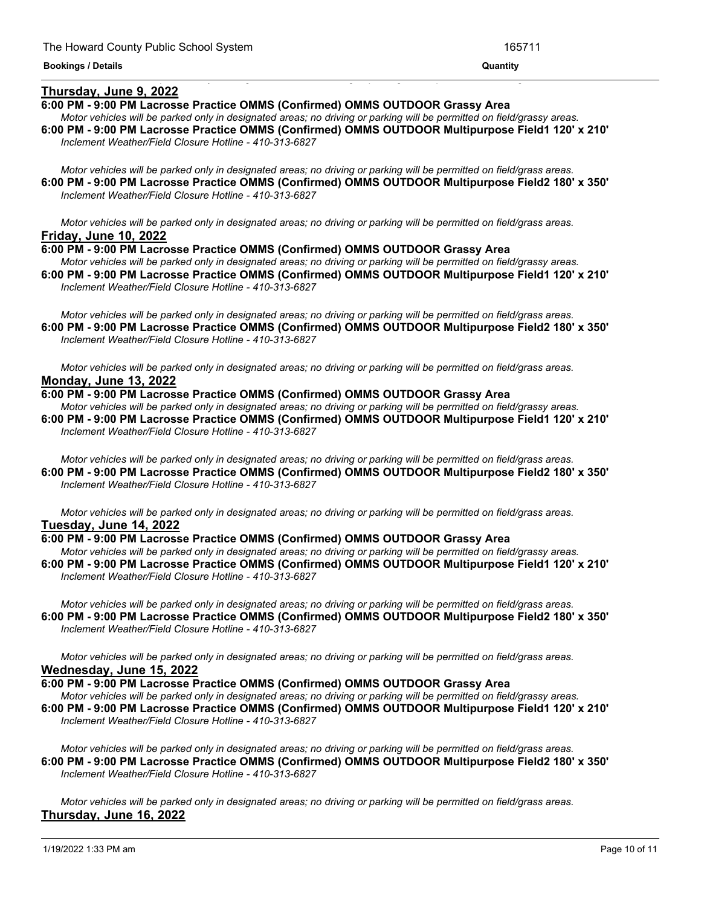**Thursday, June 9, 2022**

**6:00 PM - 9:00 PM Lacrosse Practice OMMS (Confirmed) OMMS OUTDOOR Grassy Area**

*Motor vehicles will be parked only in designated areas; no driving or parking will be permitted on field/grassy areas.*

**6:00 PM - 9:00 PM Lacrosse Practice OMMS (Confirmed) OMMS OUTDOOR Multipurpose Field1 120' x 210'**

*Inclement Weather/Field Closure Hotline - 410-313-6827*

*Motor vehicles will be parked only in designated areas; no driving or parking will be permitted on field/grass areas.*

**6:00 PM - 9:00 PM Lacrosse Practice OMMS (Confirmed) OMMS OUTDOOR Multipurpose Field2 180' x 350'**

*Inclement Weather/Field Closure Hotline - 410-313-6827*

*Motor vehicles will be parked only in designated areas; no driving or parking will be permitted on field/grass areas.*

**Friday, June 10, 2022**

**6:00 PM - 9:00 PM Lacrosse Practice OMMS (Confirmed) OMMS OUTDOOR Grassy Area**

*Motor vehicles will be parked only in designated areas; no driving or parking will be permitted on field/grassy areas.*

**6:00 PM - 9:00 PM Lacrosse Practice OMMS (Confirmed) OMMS OUTDOOR Multipurpose Field1 120' x 210'**

*Inclement Weather/Field Closure Hotline - 410-313-6827*

*Motor vehicles will be parked only in designated areas; no driving or parking will be permitted on field/grass areas.*

**6:00 PM - 9:00 PM Lacrosse Practice OMMS (Confirmed) OMMS OUTDOOR Multipurpose Field2 180' x 350'**

*Inclement Weather/Field Closure Hotline - 410-313-6827*

*Motor vehicles will be parked only in designated areas; no driving or parking will be permitted on field/grass areas.*

**Monday, June 13, 2022**

**6:00 PM - 9:00 PM Lacrosse Practice OMMS (Confirmed) OMMS OUTDOOR Grassy Area**

*Motor vehicles will be parked only in designated areas; no driving or parking will be permitted on field/grassy areas.*

**6:00 PM - 9:00 PM Lacrosse Practice OMMS (Confirmed) OMMS OUTDOOR Multipurpose Field1 120' x 210'**

*Inclement Weather/Field Closure Hotline - 410-313-6827*

*Motor vehicles will be parked only in designated areas; no driving or parking will be permitted on field/grass areas.*

**6:00 PM - 9:00 PM Lacrosse Practice OMMS (Confirmed) OMMS OUTDOOR Multipurpose Field2 180' x 350'**

*Inclement Weather/Field Closure Hotline - 410-313-6827*

*Motor vehicles will be parked only in designated areas; no driving or parking will be permitted on field/grass areas.*

**Tuesday, June 14, 2022**

**6:00 PM - 9:00 PM Lacrosse Practice OMMS (Confirmed) OMMS OUTDOOR Grassy Area**

*Motor vehicles will be parked only in designated areas; no driving or parking will be permitted on field/grassy areas.*

**6:00 PM - 9:00 PM Lacrosse Practice OMMS (Confirmed) OMMS OUTDOOR Multipurpose Field1 120' x 210'**

*Inclement Weather/Field Closure Hotline - 410-313-6827*

*Motor vehicles will be parked only in designated areas; no driving or parking will be permitted on field/grass areas.*

**6:00 PM - 9:00 PM Lacrosse Practice OMMS (Confirmed) OMMS OUTDOOR Multipurpose Field2 180' x 350'**

*Inclement Weather/Field Closure Hotline - 410-313-6827*

*Motor vehicles will be parked only in designated areas; no driving or parking will be permitted on field/grass areas.*

**Wednesday, June 15, 2022**

**6:00 PM - 9:00 PM Lacrosse Practice OMMS (Confirmed) OMMS OUTDOOR Grassy Area**

*Motor vehicles will be parked only in designated areas; no driving or parking will be permitted on field/grassy areas.*

**6:00 PM - 9:00 PM Lacrosse Practice OMMS (Confirmed) OMMS OUTDOOR Multipurpose Field1 120' x 210'**

*Inclement Weather/Field Closure Hotline - 410-313-6827*

*Motor vehicles will be parked only in designated areas; no driving or parking will be permitted on field/grass areas.*

**6:00 PM - 9:00 PM Lacrosse Practice OMMS (Confirmed) OMMS OUTDOOR Multipurpose Field2 180' x 350'**

*Inclement Weather/Field Closure Hotline - 410-313-6827*

*Motor vehicles will be parked only in designated areas; no driving or parking will be permitted on field/grass areas.*

**Thursday, June 16, 2022**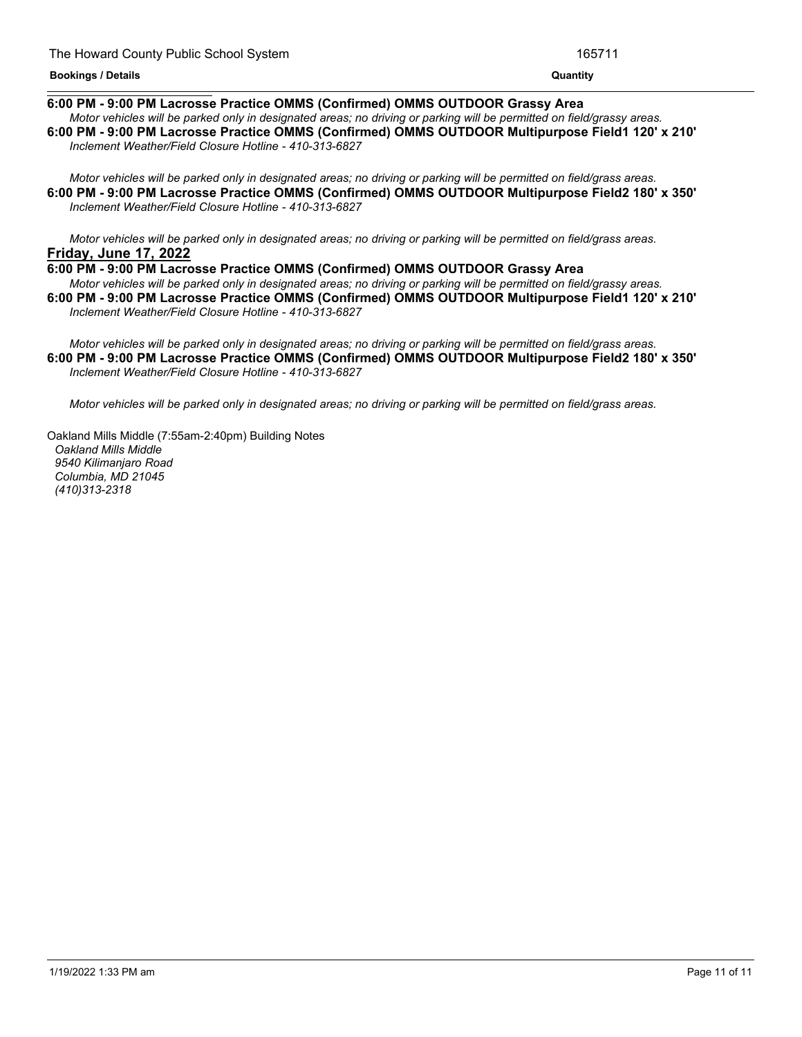**6:00 PM - 9:00 PM Lacrosse Practice OMMS (Confirmed) OMMS OUTDOOR Grassy Area**

*Motor vehicles will be parked only in designated areas; no driving or parking will be permitted on field/grassy areas.*

**6:00 PM - 9:00 PM Lacrosse Practice OMMS (Confirmed) OMMS OUTDOOR Multipurpose Field1 120' x 210'**

*Inclement Weather/Field Closure Hotline - 410-313-6827*

*Motor vehicles will be parked only in designated areas; no driving or parking will be permitted on field/grass areas.*

**6:00 PM - 9:00 PM Lacrosse Practice OMMS (Confirmed) OMMS OUTDOOR Multipurpose Field2 180' x 350'**

*Inclement Weather/Field Closure Hotline - 410-313-6827*

*Motor vehicles will be parked only in designated areas; no driving or parking will be permitted on field/grass areas.*

**Friday, June 17, 2022**

**6:00 PM - 9:00 PM Lacrosse Practice OMMS (Confirmed) OMMS OUTDOOR Grassy Area**

*Motor vehicles will be parked only in designated areas; no driving or parking will be permitted on field/grassy areas.*

**6:00 PM - 9:00 PM Lacrosse Practice OMMS (Confirmed) OMMS OUTDOOR Multipurpose Field1 120' x 210'**

*Inclement Weather/Field Closure Hotline - 410-313-6827*

*Motor vehicles will be parked only in designated areas; no driving or parking will be permitted on field/grass areas.*

**6:00 PM - 9:00 PM Lacrosse Practice OMMS (Confirmed) OMMS OUTDOOR Multipurpose Field2 180' x 350'**

*Inclement Weather/Field Closure Hotline - 410-313-6827*

*Motor vehicles will be parked only in designated areas; no driving or parking will be permitted on field/grass areas.*

Oakland Mills Middle (7:55am-2:40pm) Building Notes

*Oakland Mills Middle*
*9540 Kilimanjaro Road*
*Columbia, MD 21045*
*(410)313-2318*